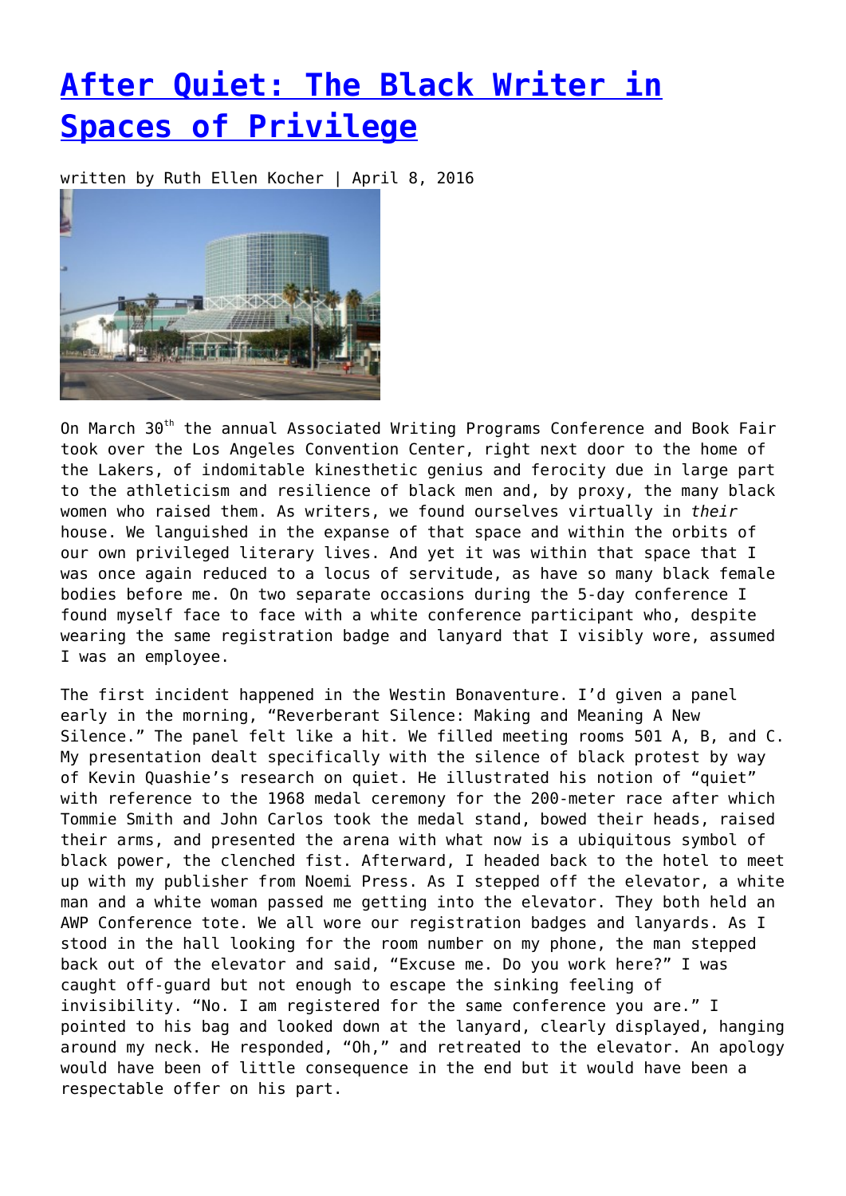# [After Quiet: The Black Writer in Spaces of Privilege]

written by Ruth Ellen Kocher | April 8, 2016

On March 30th the annual Associated Writing Programs Conference and Book Fair took over the Los Angeles Convention Center, right next door to the home of the Lakers, of indomitable kinesthetic genius and ferocity due in large part to the athleticism and resilience of black men and, by proxy, the many black women who raised them. As writers, we found ourselves virtually in *their* house. We languished in the expanse of that space and within the orbits of our own privileged literary lives. And yet it was within that space that I was once again reduced to a locus of servitude, as have so many black female bodies before me. On two separate occasions during the 5-day conference I found myself face to face with a white conference participant who, despite wearing the same registration badge and lanyard that I visibly wore, assumed I was an employee.

The first incident happened in the Westin Bonaventure. I'd given a panel early in the morning, "Reverberant Silence: Making and Meaning A New Silence." The panel felt like a hit. We filled meeting rooms 501 A, B, and C. My presentation dealt specifically with the silence of black protest by way of Kevin Quashie's research on quiet. He illustrated his notion of "quiet" with reference to the 1968 medal ceremony for the 200-meter race after which Tommie Smith and John Carlos took the medal stand, bowed their heads, raised their arms, and presented the arena with what now is a ubiquitous symbol of black power, the clenched fist. Afterward, I headed back to the hotel to meet up with my publisher from Noemi Press. As I stepped off the elevator, a white man and a white woman passed me getting into the elevator. They both held an AWP Conference tote. We all wore our registration badges and lanyards. As I stood in the hall looking for the room number on my phone, the man stepped back out of the elevator and said, "Excuse me. Do you work here?" I was caught off-guard but not enough to escape the sinking feeling of invisibility. "No. I am registered for the same conference you are." I pointed to his bag and looked down at the lanyard, clearly displayed, hanging around my neck. He responded, "Oh," and retreated to the elevator. An apology would have been of little consequence in the end but it would have been a respectable offer on his part.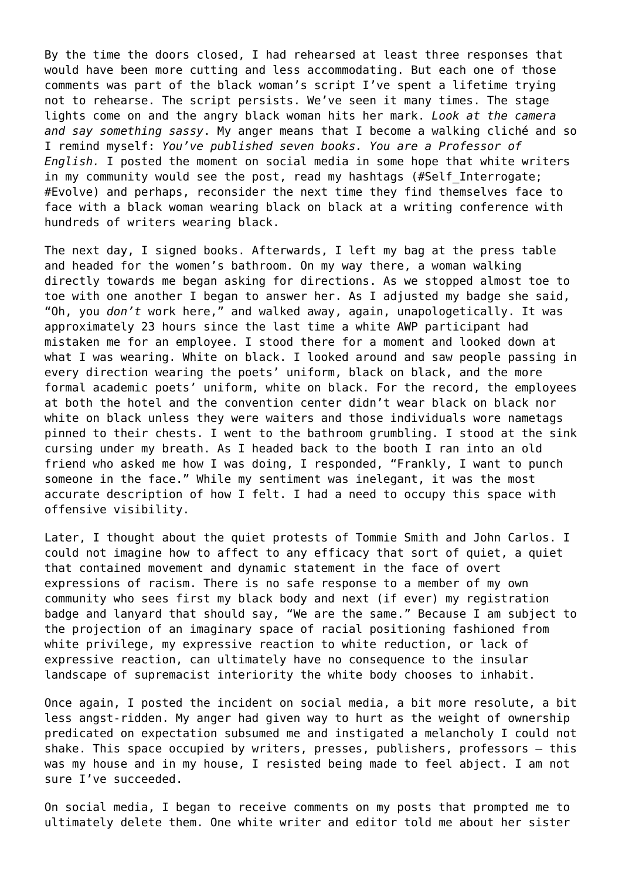By the time the doors closed, I had rehearsed at least three responses that would have been more cutting and less accommodating. But each one of those comments was part of the black woman's script I've spent a lifetime trying not to rehearse. The script persists. We've seen it many times. The stage lights come on and the angry black woman hits her mark. *Look at the camera and say something sassy*. My anger means that I become a walking cliché and so I remind myself: *You've published seven books. You are a Professor of English.* I posted the moment on social media in some hope that white writers in my community would see the post, read my hashtags (#Self_Interrogate; #Evolve) and perhaps, reconsider the next time they find themselves face to face with a black woman wearing black on black at a writing conference with hundreds of writers wearing black.

The next day, I signed books. Afterwards, I left my bag at the press table and headed for the women's bathroom. On my way there, a woman walking directly towards me began asking for directions. As we stopped almost toe to toe with one another I began to answer her. As I adjusted my badge she said, "Oh, you *don't* work here," and walked away, again, unapologetically. It was approximately 23 hours since the last time a white AWP participant had mistaken me for an employee. I stood there for a moment and looked down at what I was wearing. White on black. I looked around and saw people passing in every direction wearing the poets' uniform, black on black, and the more formal academic poets' uniform, white on black. For the record, the employees at both the hotel and the convention center didn't wear black on black nor white on black unless they were waiters and those individuals wore nametags pinned to their chests. I went to the bathroom grumbling. I stood at the sink cursing under my breath. As I headed back to the booth I ran into an old friend who asked me how I was doing, I responded, "Frankly, I want to punch someone in the face." While my sentiment was inelegant, it was the most accurate description of how I felt. I had a need to occupy this space with offensive visibility.

Later, I thought about the quiet protests of Tommie Smith and John Carlos. I could not imagine how to affect to any efficacy that sort of quiet, a quiet that contained movement and dynamic statement in the face of overt expressions of racism. There is no safe response to a member of my own community who sees first my black body and next (if ever) my registration badge and lanyard that should say, "We are the same." Because I am subject to the projection of an imaginary space of racial positioning fashioned from white privilege, my expressive reaction to white reduction, or lack of expressive reaction, can ultimately have no consequence to the insular landscape of supremacist interiority the white body chooses to inhabit.

Once again, I posted the incident on social media, a bit more resolute, a bit less angst-ridden. My anger had given way to hurt as the weight of ownership predicated on expectation subsumed me and instigated a melancholy I could not shake. This space occupied by writers, presses, publishers, professors – this was my house and in my house, I resisted being made to feel abject. I am not sure I've succeeded.

On social media, I began to receive comments on my posts that prompted me to ultimately delete them. One white writer and editor told me about her sister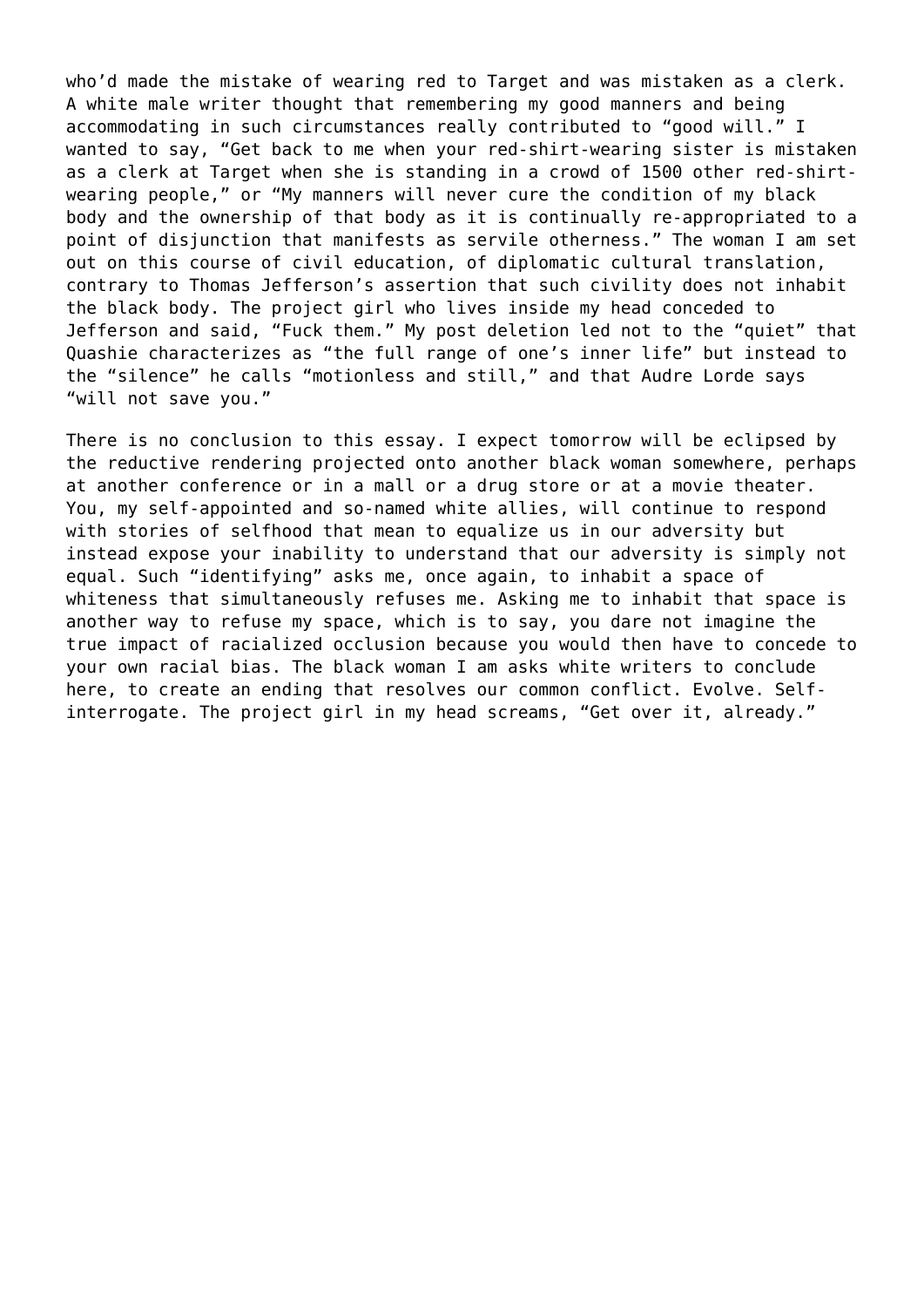who'd made the mistake of wearing red to Target and was mistaken as a clerk. A white male writer thought that remembering my good manners and being accommodating in such circumstances really contributed to "good will." I wanted to say, "Get back to me when your red-shirt-wearing sister is mistaken as a clerk at Target when she is standing in a crowd of 1500 other red-shirt-wearing people," or "My manners will never cure the condition of my black body and the ownership of that body as it is continually re-appropriated to a point of disjunction that manifests as servile otherness." The woman I am set out on this course of civil education, of diplomatic cultural translation, contrary to Thomas Jefferson's assertion that such civility does not inhabit the black body. The project girl who lives inside my head conceded to Jefferson and said, "Fuck them." My post deletion led not to the "quiet" that Quashie characterizes as "the full range of one's inner life" but instead to the "silence" he calls "motionless and still," and that Audre Lorde says "will not save you."

There is no conclusion to this essay. I expect tomorrow will be eclipsed by the reductive rendering projected onto another black woman somewhere, perhaps at another conference or in a mall or a drug store or at a movie theater. You, my self-appointed and so-named white allies, will continue to respond with stories of selfhood that mean to equalize us in our adversity but instead expose your inability to understand that our adversity is simply not equal. Such "identifying" asks me, once again, to inhabit a space of whiteness that simultaneously refuses me. Asking me to inhabit that space is another way to refuse my space, which is to say, you dare not imagine the true impact of racialized occlusion because you would then have to concede to your own racial bias. The black woman I am asks white writers to conclude here, to create an ending that resolves our common conflict. Evolve. Self-interrogate. The project girl in my head screams, "Get over it, already."